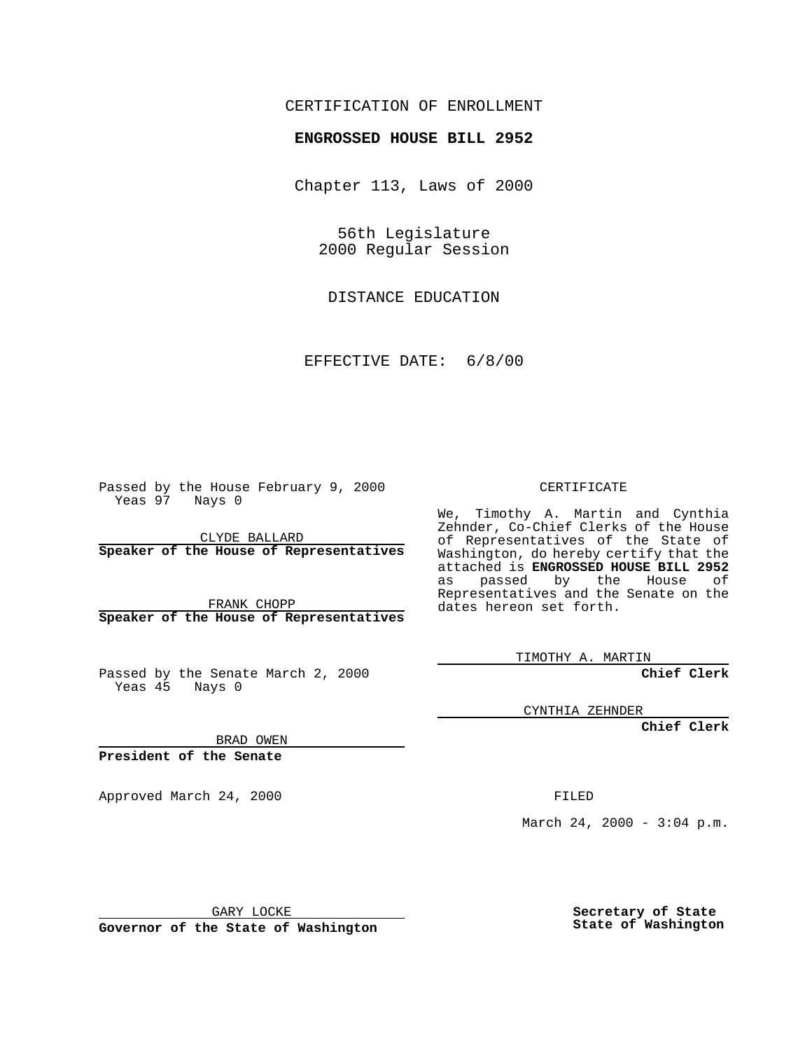CERTIFICATION OF ENROLLMENT

**ENGROSSED HOUSE BILL 2952**

Chapter 113, Laws of 2000

56th Legislature
2000 Regular Session

DISTANCE EDUCATION

EFFECTIVE DATE: 6/8/00

Passed by the House February 9, 2000
Yeas 97 Nays 0

CLYDE BALLARD
**Speaker of the House of Representatives**

FRANK CHOPP
**Speaker of the House of Representatives**

Passed by the Senate March 2, 2000
Yeas 45 Nays 0

BRAD OWEN
**President of the Senate**

Approved March 24, 2000

GARY LOCKE
**Governor of the State of Washington**

CERTIFICATE

We, Timothy A. Martin and Cynthia Zehnder, Co-Chief Clerks of the House of Representatives of the State of Washington, do hereby certify that the attached is **ENGROSSED HOUSE BILL 2952** as passed by the House of Representatives and the Senate on the dates hereon set forth.

TIMOTHY A. MARTIN
**Chief Clerk**

CYNTHIA ZEHNDER
**Chief Clerk**

FILED

March 24, 2000 - 3:04 p.m.

**Secretary of State**
**State of Washington**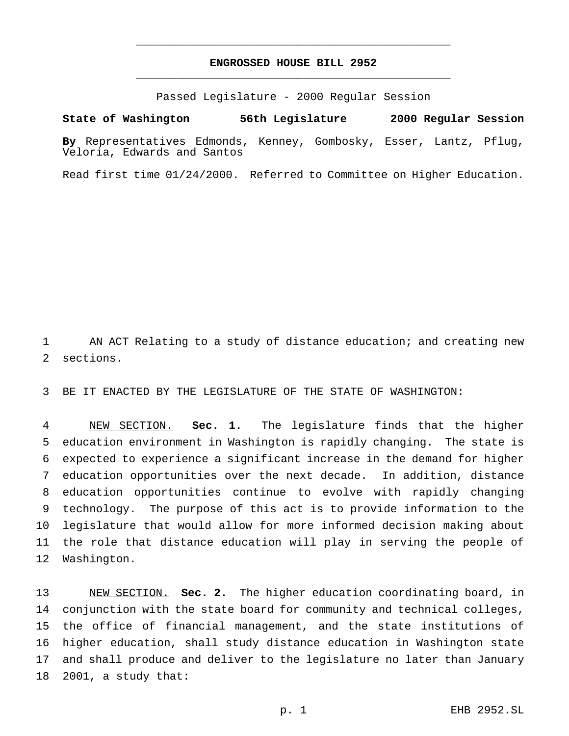# ENGROSSED HOUSE BILL 2952

Passed Legislature - 2000 Regular Session

**State of Washington 56th Legislature 2000 Regular Session**

**By** Representatives Edmonds, Kenney, Gombosky, Esser, Lantz, Pflug, Veloria, Edwards and Santos

Read first time 01/24/2000. Referred to Committee on Higher Education.

AN ACT Relating to a study of distance education; and creating new sections.

BE IT ENACTED BY THE LEGISLATURE OF THE STATE OF WASHINGTON:

NEW SECTION. **Sec. 1.** The legislature finds that the higher education environment in Washington is rapidly changing. The state is expected to experience a significant increase in the demand for higher education opportunities over the next decade. In addition, distance education opportunities continue to evolve with rapidly changing technology. The purpose of this act is to provide information to the legislature that would allow for more informed decision making about the role that distance education will play in serving the people of Washington.

NEW SECTION. **Sec. 2.** The higher education coordinating board, in conjunction with the state board for community and technical colleges, the office of financial management, and the state institutions of higher education, shall study distance education in Washington state and shall produce and deliver to the legislature no later than January 2001, a study that: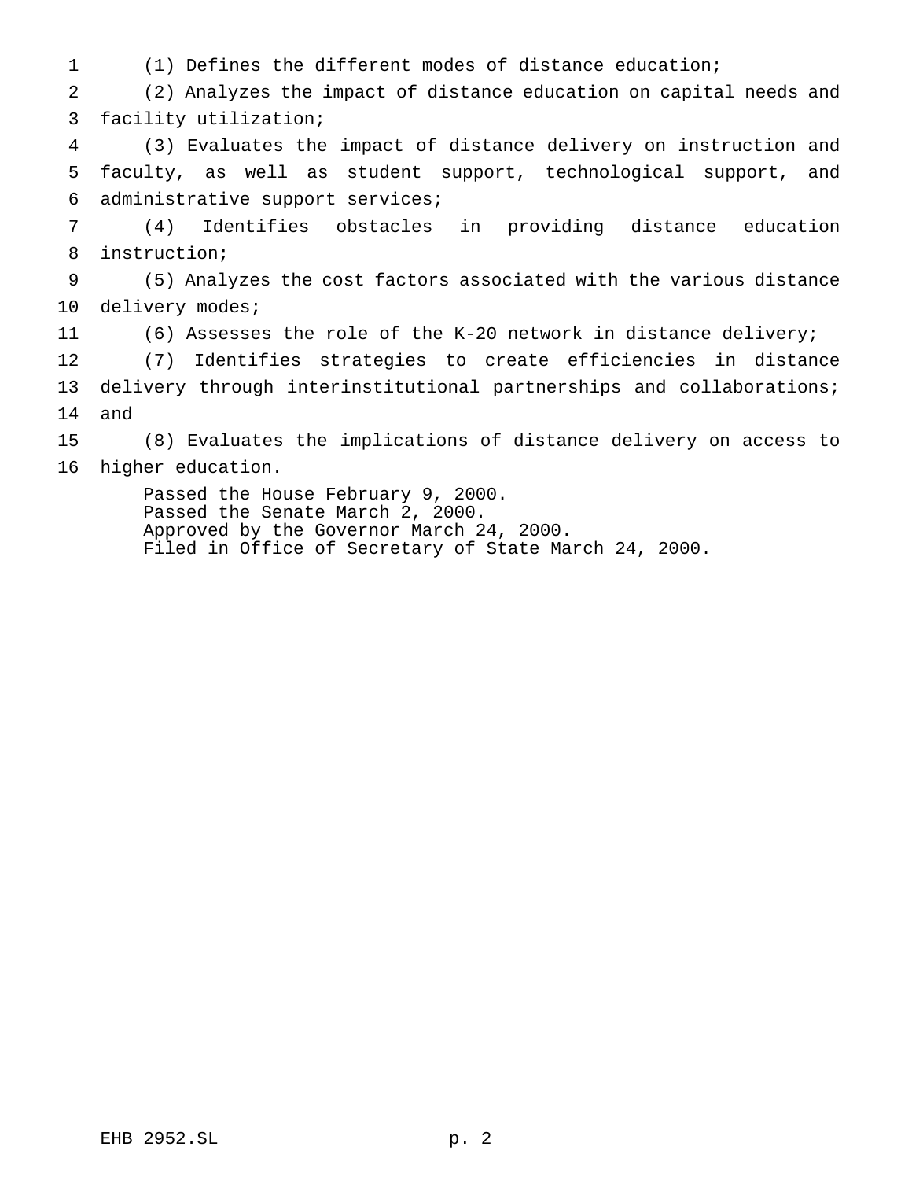(1) Defines the different modes of distance education;

(2) Analyzes the impact of distance education on capital needs and facility utilization;

(3) Evaluates the impact of distance delivery on instruction and faculty, as well as student support, technological support, and administrative support services;

(4) Identifies obstacles in providing distance education instruction;

(5) Analyzes the cost factors associated with the various distance delivery modes;

(6) Assesses the role of the K-20 network in distance delivery;

(7) Identifies strategies to create efficiencies in distance delivery through interinstitutional partnerships and collaborations; and

(8) Evaluates the implications of distance delivery on access to higher education.

Passed the House February 9, 2000.
Passed the Senate March 2, 2000.
Approved by the Governor March 24, 2000.
Filed in Office of Secretary of State March 24, 2000.